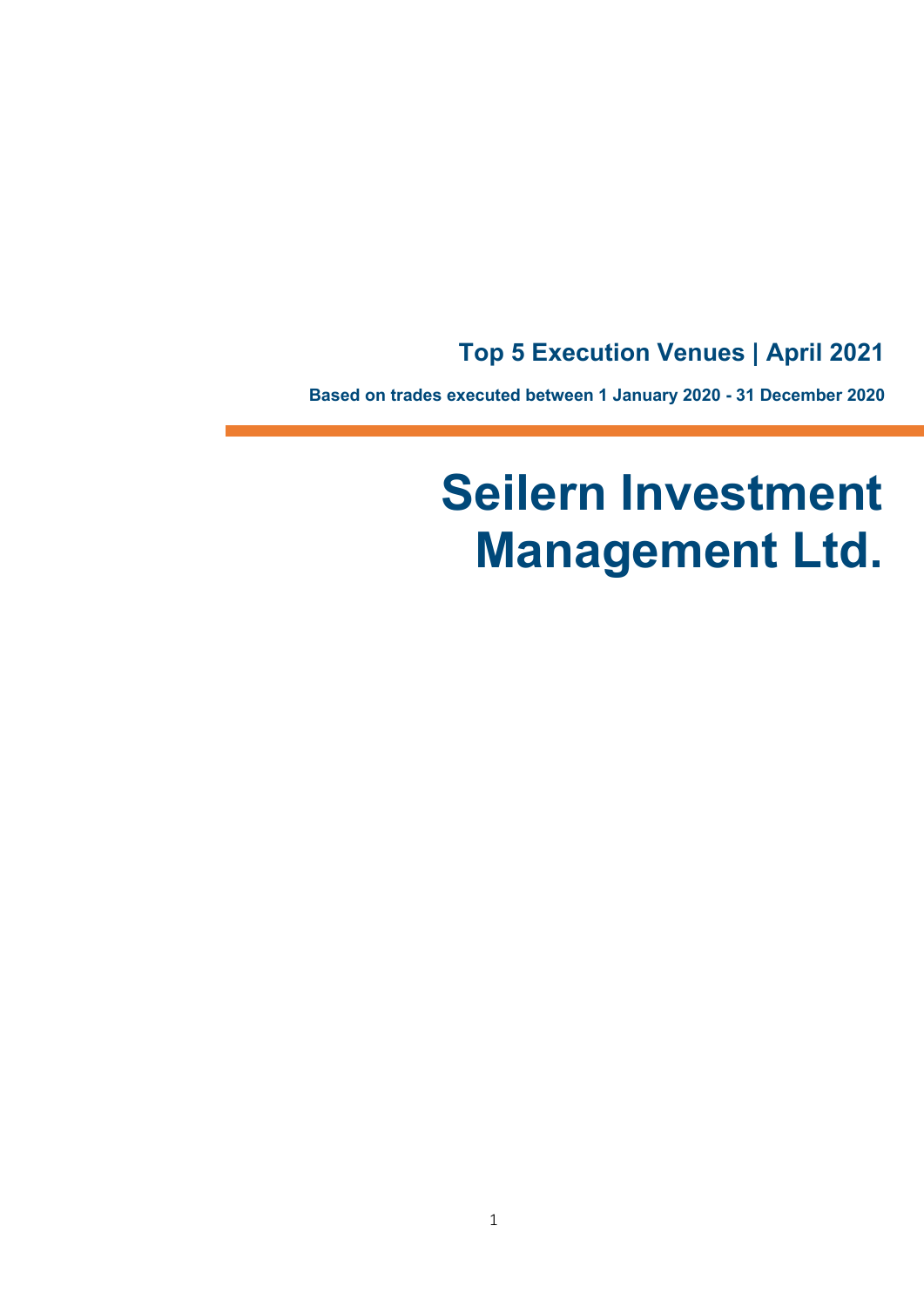## Top 5 Execution Venues | April 2021

**Based on trades executed between 1 January 2020 - 31 December 2020**

# Seilern Investment Management Ltd.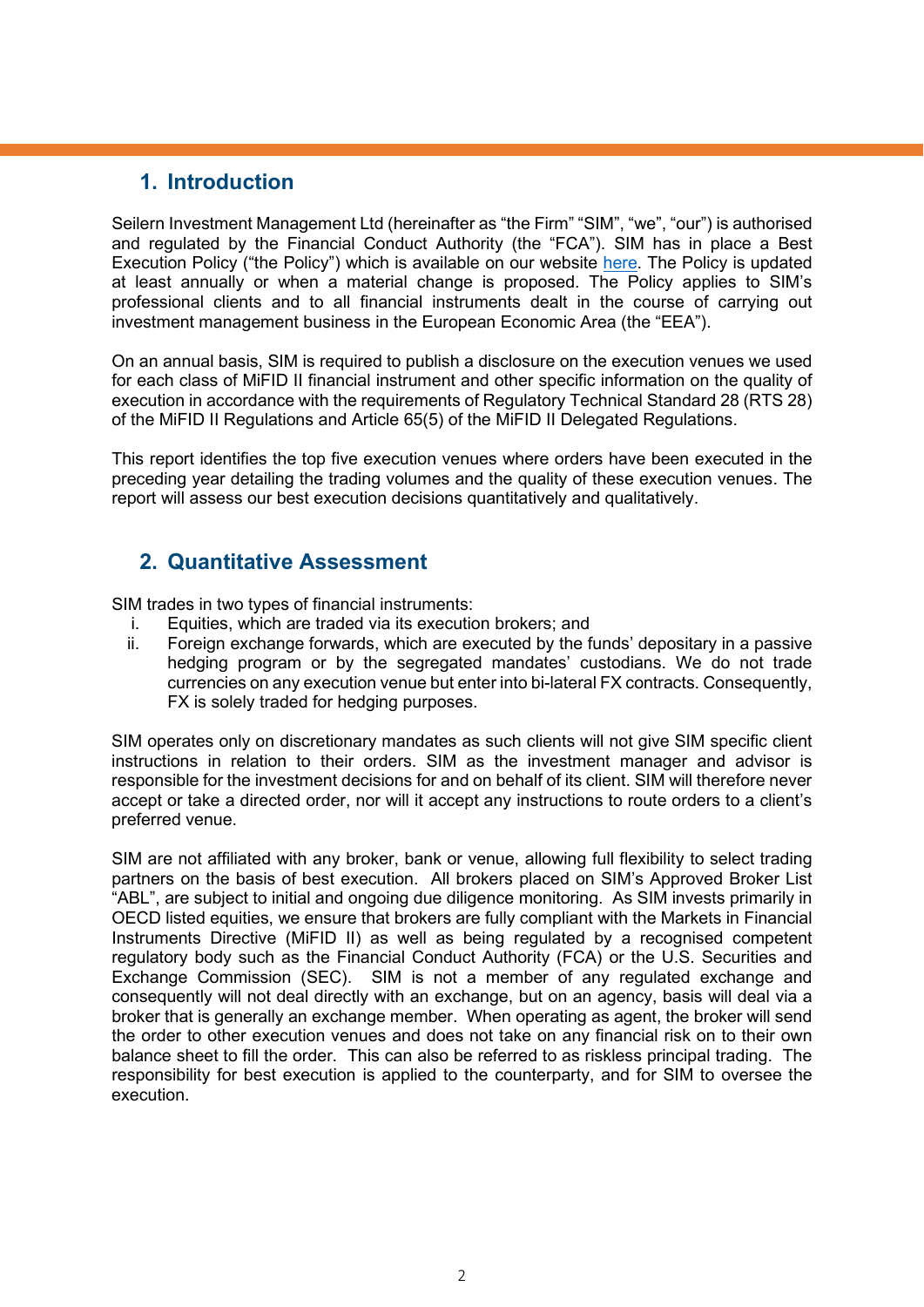## 1. Introduction

Seilern Investment Management Ltd (hereinafter as "the Firm" "SIM", "we", "our") is authorised and regulated by the Financial Conduct Authority (the "FCA"). SIM has in place a Best Execution Policy ("the Policy") which is available on our website here. The Policy is updated at least annually or when a material change is proposed. The Policy applies to SIM's professional clients and to all financial instruments dealt in the course of carrying out investment management business in the European Economic Area (the "EEA").

On an annual basis, SIM is required to publish a disclosure on the execution venues we used for each class of MiFID II financial instrument and other specific information on the quality of execution in accordance with the requirements of Regulatory Technical Standard 28 (RTS 28) of the MiFID II Regulations and Article 65(5) of the MiFID II Delegated Regulations.

This report identifies the top five execution venues where orders have been executed in the preceding year detailing the trading volumes and the quality of these execution venues. The report will assess our best execution decisions quantitatively and qualitatively.

## 2. Quantitative Assessment

SIM trades in two types of financial instruments:

i. Equities, which are traded via its execution brokers; and
ii. Foreign exchange forwards, which are executed by the funds' depositary in a passive hedging program or by the segregated mandates' custodians. We do not trade currencies on any execution venue but enter into bi-lateral FX contracts. Consequently, FX is solely traded for hedging purposes.

SIM operates only on discretionary mandates as such clients will not give SIM specific client instructions in relation to their orders. SIM as the investment manager and advisor is responsible for the investment decisions for and on behalf of its client. SIM will therefore never accept or take a directed order, nor will it accept any instructions to route orders to a client's preferred venue.

SIM are not affiliated with any broker, bank or venue, allowing full flexibility to select trading partners on the basis of best execution. All brokers placed on SIM's Approved Broker List "ABL", are subject to initial and ongoing due diligence monitoring. As SIM invests primarily in OECD listed equities, we ensure that brokers are fully compliant with the Markets in Financial Instruments Directive (MiFID II) as well as being regulated by a recognised competent regulatory body such as the Financial Conduct Authority (FCA) or the U.S. Securities and Exchange Commission (SEC). SIM is not a member of any regulated exchange and consequently will not deal directly with an exchange, but on an agency, basis will deal via a broker that is generally an exchange member. When operating as agent, the broker will send the order to other execution venues and does not take on any financial risk on to their own balance sheet to fill the order. This can also be referred to as riskless principal trading. The responsibility for best execution is applied to the counterparty, and for SIM to oversee the execution.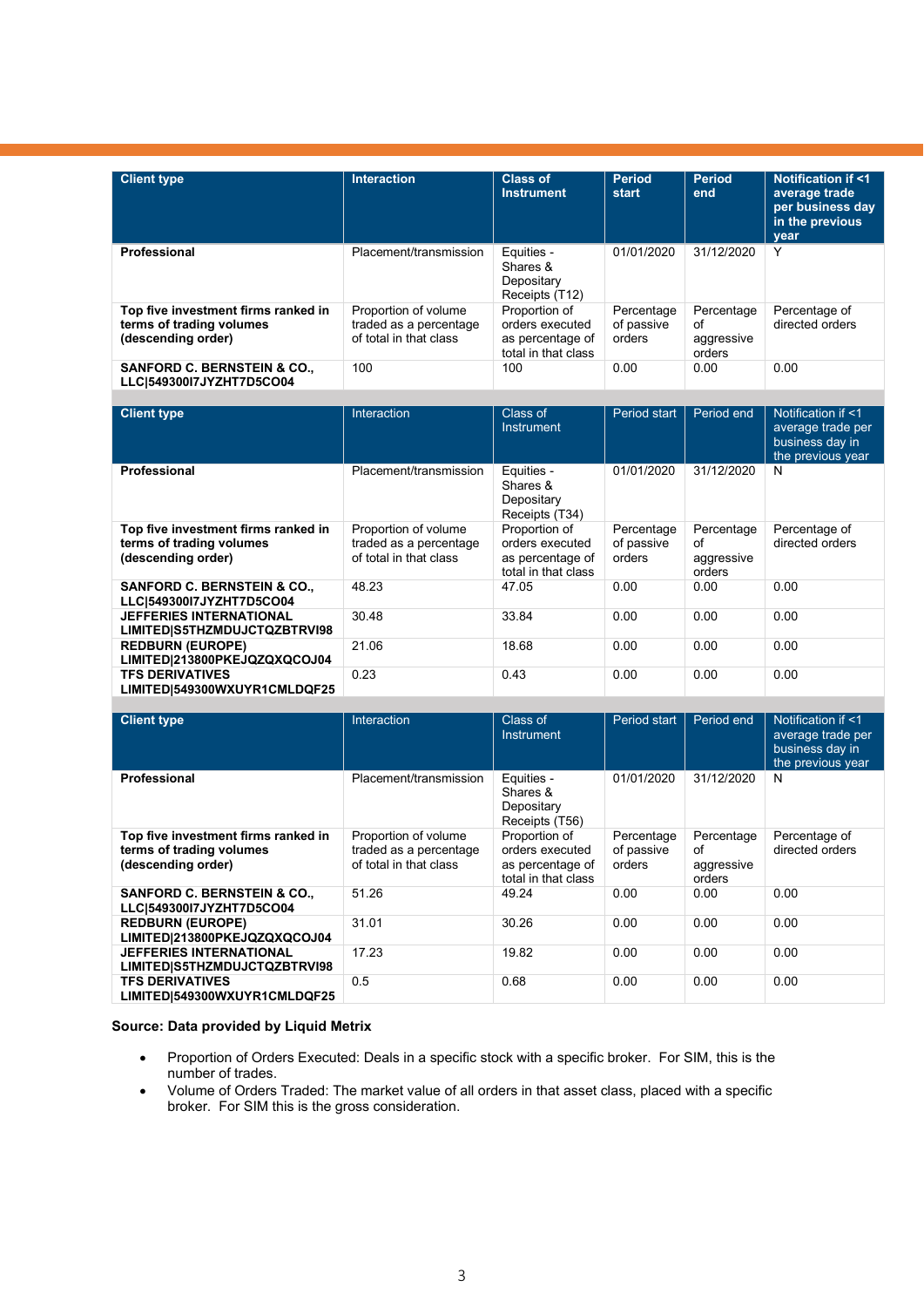| Client type | Interaction | Class of Instrument | Period start | Period end | Notification if <1 average trade per business day in the previous year |
|---|---|---|---|---|---|
| **Professional** | Placement/transmission | Equities - Shares & Depositary Receipts (T12) | 01/01/2020 | 31/12/2020 | Y |
| **Top five investment firms ranked in terms of trading volumes (descending order)** | Proportion of volume traded as a percentage of total in that class | Proportion of orders executed as percentage of total in that class | Percentage of passive orders | Percentage of aggressive orders | Percentage of directed orders |
| **SANFORD C. BERNSTEIN & CO., LLC\|549300I7JYZHT7D5CO04** | 100 | 100 | 0.00 | 0.00 | 0.00 |

| Client type | Interaction | Class of Instrument | Period start | Period end | Notification if <1 average trade per business day in the previous year |
|---|---|---|---|---|---|
| **Professional** | Placement/transmission | Equities - Shares & Depositary Receipts (T34) | 01/01/2020 | 31/12/2020 | N |
| **Top five investment firms ranked in terms of trading volumes (descending order)** | Proportion of volume traded as a percentage of total in that class | Proportion of orders executed as percentage of total in that class | Percentage of passive orders | Percentage of aggressive orders | Percentage of directed orders |
| **SANFORD C. BERNSTEIN & CO., LLC\|549300I7JYZHT7D5CO04** | 48.23 | 47.05 | 0.00 | 0.00 | 0.00 |
| **JEFFERIES INTERNATIONAL LIMITED\|S5THZMDUJCTQZBTRVI98** | 30.48 | 33.84 | 0.00 | 0.00 | 0.00 |
| **REDBURN (EUROPE) LIMITED\|213800PKEJQZQXQCOJ04** | 21.06 | 18.68 | 0.00 | 0.00 | 0.00 |
| **TFS DERIVATIVES LIMITED\|549300WXUYR1CMLDQF25** | 0.23 | 0.43 | 0.00 | 0.00 | 0.00 |

| Client type | Interaction | Class of Instrument | Period start | Period end | Notification if <1 average trade per business day in the previous year |
|---|---|---|---|---|---|
| **Professional** | Placement/transmission | Equities - Shares & Depositary Receipts (T56) | 01/01/2020 | 31/12/2020 | N |
| **Top five investment firms ranked in terms of trading volumes (descending order)** | Proportion of volume traded as a percentage of total in that class | Proportion of orders executed as percentage of total in that class | Percentage of passive orders | Percentage of aggressive orders | Percentage of directed orders |
| **SANFORD C. BERNSTEIN & CO., LLC\|549300I7JYZHT7D5CO04** | 51.26 | 49.24 | 0.00 | 0.00 | 0.00 |
| **REDBURN (EUROPE) LIMITED\|213800PKEJQZQXQCOJ04** | 31.01 | 30.26 | 0.00 | 0.00 | 0.00 |
| **JEFFERIES INTERNATIONAL LIMITED\|S5THZMDUJCTQZBTRVI98** | 17.23 | 19.82 | 0.00 | 0.00 | 0.00 |
| **TFS DERIVATIVES LIMITED\|549300WXUYR1CMLDQF25** | 0.5 | 0.68 | 0.00 | 0.00 | 0.00 |

**Source: Data provided by Liquid Metrix**

- Proportion of Orders Executed: Deals in a specific stock with a specific broker. For SIM, this is the number of trades.
- Volume of Orders Traded: The market value of all orders in that asset class, placed with a specific broker. For SIM this is the gross consideration.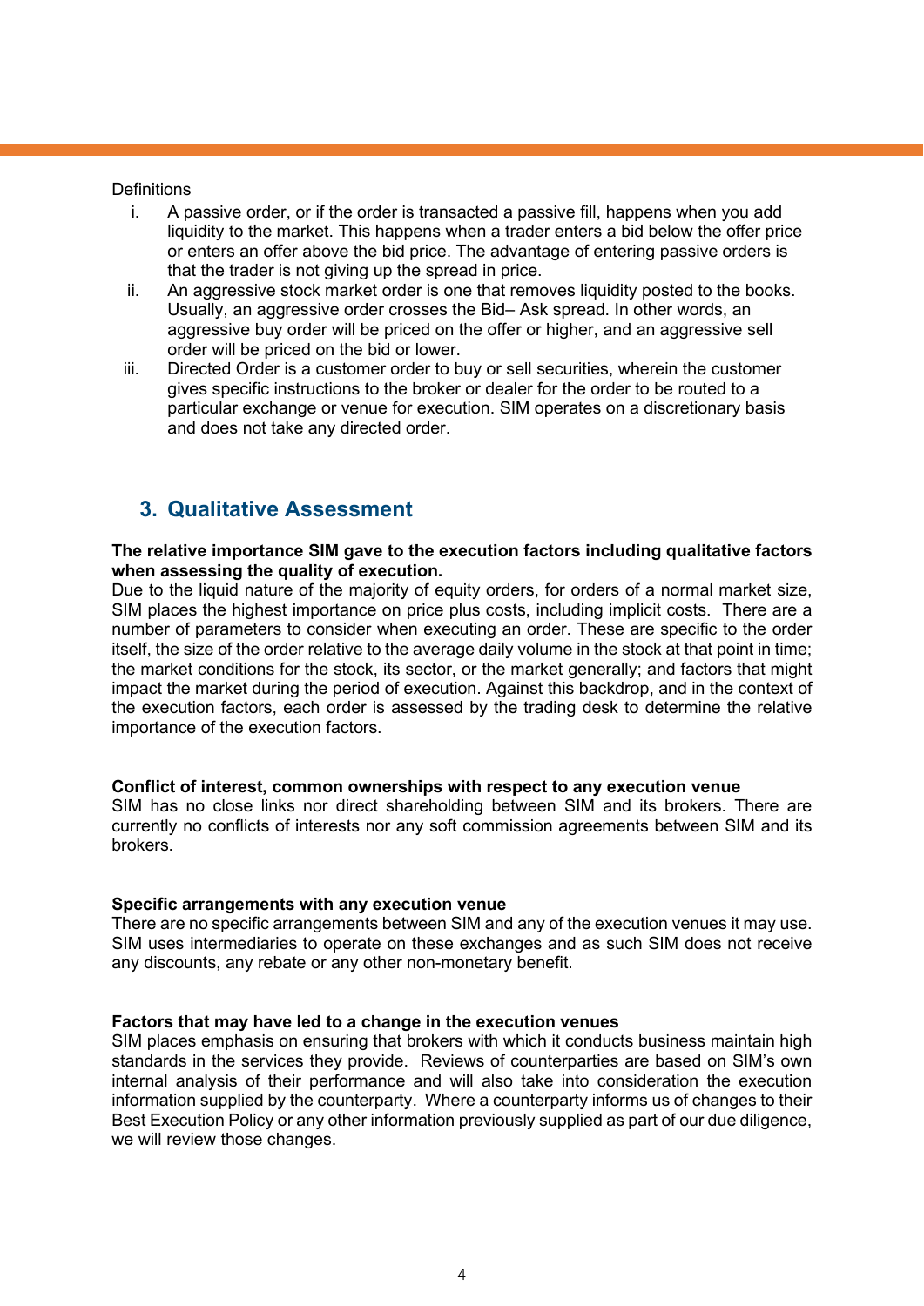Definitions

i. A passive order, or if the order is transacted a passive fill, happens when you add liquidity to the market. This happens when a trader enters a bid below the offer price or enters an offer above the bid price. The advantage of entering passive orders is that the trader is not giving up the spread in price.
ii. An aggressive stock market order is one that removes liquidity posted to the books. Usually, an aggressive order crosses the Bid– Ask spread. In other words, an aggressive buy order will be priced on the offer or higher, and an aggressive sell order will be priced on the bid or lower.
iii. Directed Order is a customer order to buy or sell securities, wherein the customer gives specific instructions to the broker or dealer for the order to be routed to a particular exchange or venue for execution. SIM operates on a discretionary basis and does not take any directed order.

## 3. Qualitative Assessment

**The relative importance SIM gave to the execution factors including qualitative factors when assessing the quality of execution.**

Due to the liquid nature of the majority of equity orders, for orders of a normal market size, SIM places the highest importance on price plus costs, including implicit costs. There are a number of parameters to consider when executing an order. These are specific to the order itself, the size of the order relative to the average daily volume in the stock at that point in time; the market conditions for the stock, its sector, or the market generally; and factors that might impact the market during the period of execution. Against this backdrop, and in the context of the execution factors, each order is assessed by the trading desk to determine the relative importance of the execution factors.

**Conflict of interest, common ownerships with respect to any execution venue**

SIM has no close links nor direct shareholding between SIM and its brokers. There are currently no conflicts of interests nor any soft commission agreements between SIM and its brokers.

**Specific arrangements with any execution venue**

There are no specific arrangements between SIM and any of the execution venues it may use. SIM uses intermediaries to operate on these exchanges and as such SIM does not receive any discounts, any rebate or any other non-monetary benefit.

**Factors that may have led to a change in the execution venues**

SIM places emphasis on ensuring that brokers with which it conducts business maintain high standards in the services they provide. Reviews of counterparties are based on SIM's own internal analysis of their performance and will also take into consideration the execution information supplied by the counterparty. Where a counterparty informs us of changes to their Best Execution Policy or any other information previously supplied as part of our due diligence, we will review those changes.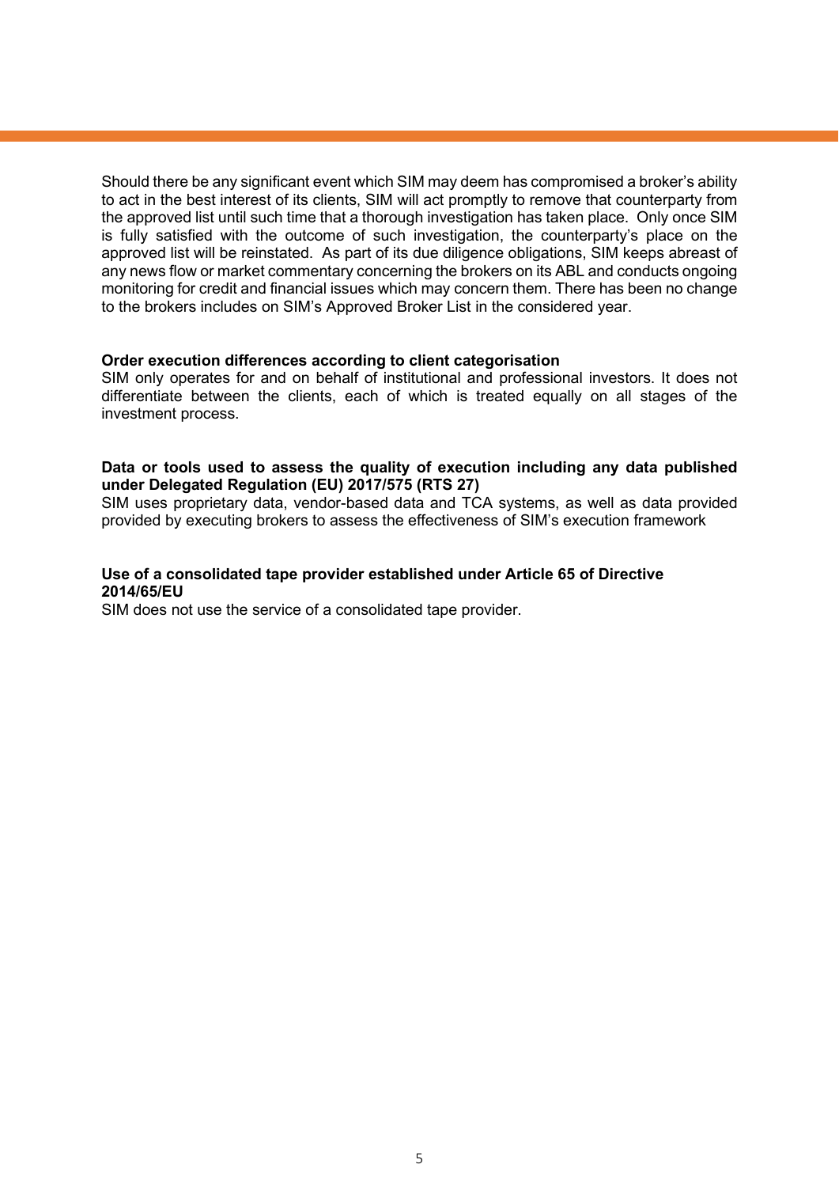Should there be any significant event which SIM may deem has compromised a broker's ability to act in the best interest of its clients, SIM will act promptly to remove that counterparty from the approved list until such time that a thorough investigation has taken place. Only once SIM is fully satisfied with the outcome of such investigation, the counterparty's place on the approved list will be reinstated. As part of its due diligence obligations, SIM keeps abreast of any news flow or market commentary concerning the brokers on its ABL and conducts ongoing monitoring for credit and financial issues which may concern them. There has been no change to the brokers includes on SIM's Approved Broker List in the considered year.

**Order execution differences according to client categorisation**
SIM only operates for and on behalf of institutional and professional investors. It does not differentiate between the clients, each of which is treated equally on all stages of the investment process.

**Data or tools used to assess the quality of execution including any data published under Delegated Regulation (EU) 2017/575 (RTS 27)**
SIM uses proprietary data, vendor-based data and TCA systems, as well as data provided provided by executing brokers to assess the effectiveness of SIM's execution framework

**Use of a consolidated tape provider established under Article 65 of Directive 2014/65/EU**
SIM does not use the service of a consolidated tape provider.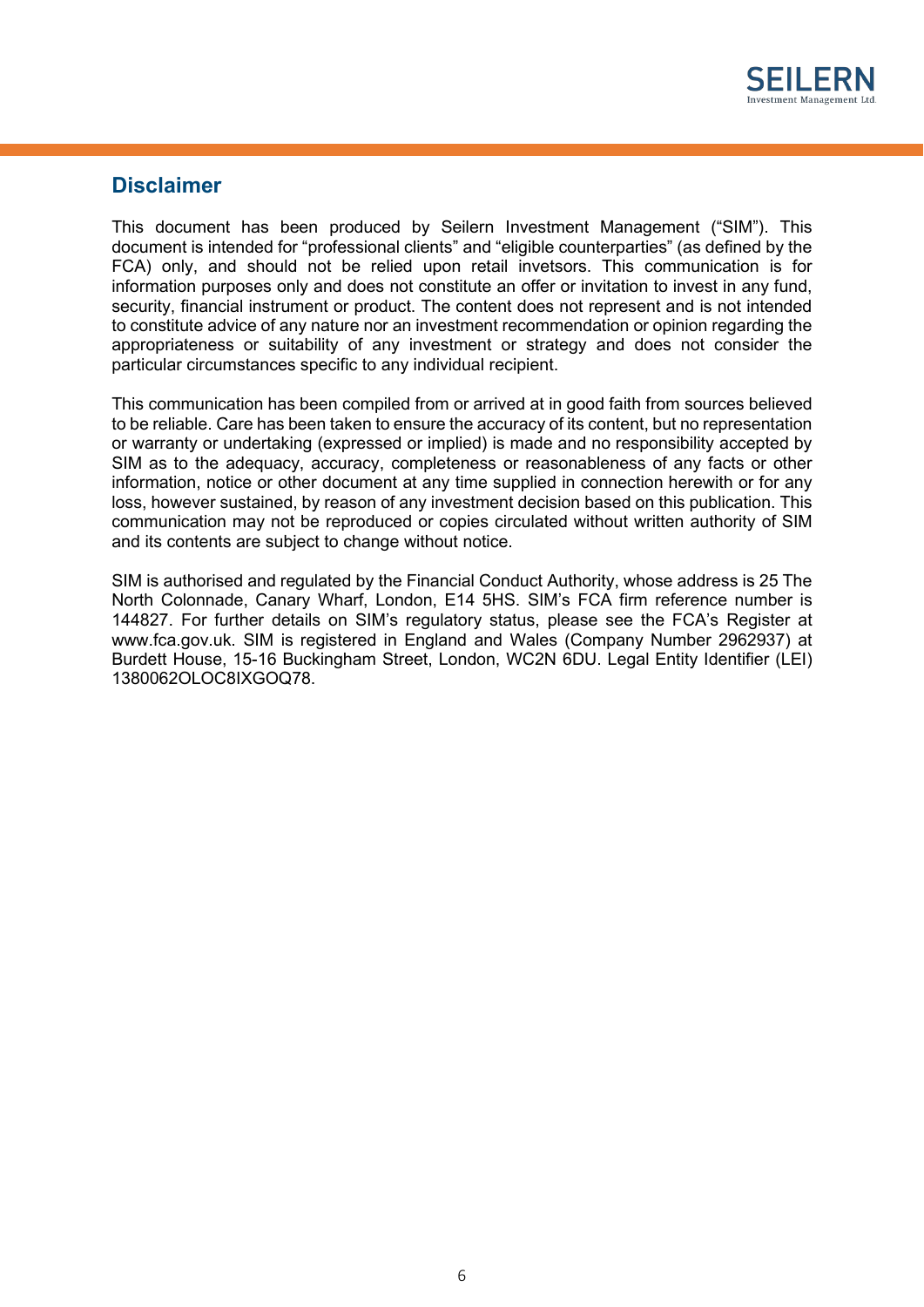## Disclaimer

This document has been produced by Seilern Investment Management ("SIM"). This document is intended for "professional clients" and "eligible counterparties" (as defined by the FCA) only, and should not be relied upon retail invetsors. This communication is for information purposes only and does not constitute an offer or invitation to invest in any fund, security, financial instrument or product. The content does not represent and is not intended to constitute advice of any nature nor an investment recommendation or opinion regarding the appropriateness or suitability of any investment or strategy and does not consider the particular circumstances specific to any individual recipient.

This communication has been compiled from or arrived at in good faith from sources believed to be reliable. Care has been taken to ensure the accuracy of its content, but no representation or warranty or undertaking (expressed or implied) is made and no responsibility accepted by SIM as to the adequacy, accuracy, completeness or reasonableness of any facts or other information, notice or other document at any time supplied in connection herewith or for any loss, however sustained, by reason of any investment decision based on this publication. This communication may not be reproduced or copies circulated without written authority of SIM and its contents are subject to change without notice.

SIM is authorised and regulated by the Financial Conduct Authority, whose address is 25 The North Colonnade, Canary Wharf, London, E14 5HS. SIM's FCA firm reference number is 144827. For further details on SIM's regulatory status, please see the FCA's Register at www.fca.gov.uk. SIM is registered in England and Wales (Company Number 2962937) at Burdett House, 15-16 Buckingham Street, London, WC2N 6DU. Legal Entity Identifier (LEI) 1380062OLOC8IXGOQ78.